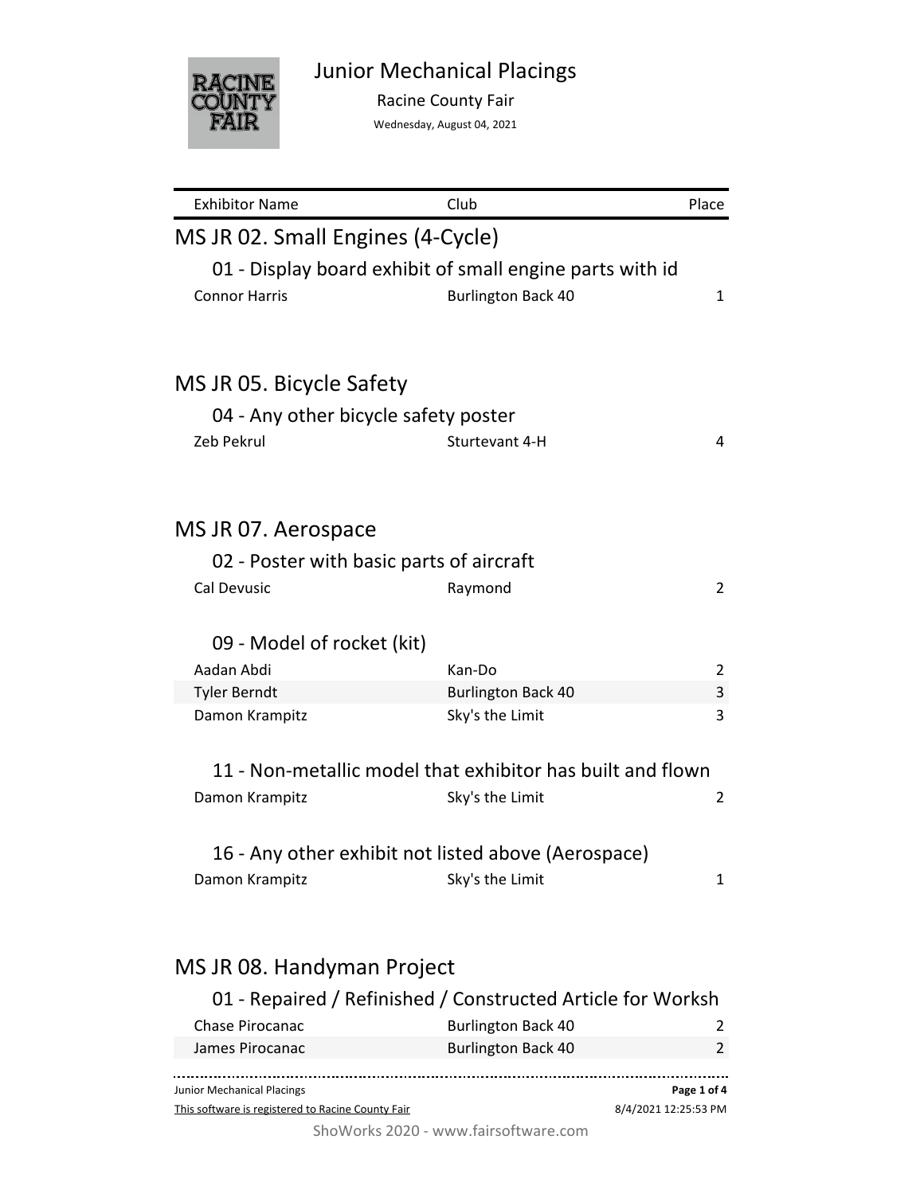# Junior Mechanical Placings

Racine County Fair

Wednesday, August 04, 2021

| Exhibitor Name | Club | Place |
|---|---|---|

## MS JR 02. Small Engines (4-Cycle)

### 01 - Display board exhibit of small engine parts with id

| Exhibitor Name | Club | Place |
|---|---|---|
| Connor Harris | Burlington Back 40 | 1 |

## MS JR 05. Bicycle Safety

### 04 - Any other bicycle safety poster

| Exhibitor Name | Club | Place |
|---|---|---|
| Zeb Pekrul | Sturtevant 4-H | 4 |

## MS JR 07. Aerospace

### 02 - Poster with basic parts of aircraft

| Exhibitor Name | Club | Place |
|---|---|---|
| Cal Devusic | Raymond | 2 |

### 09 - Model of rocket (kit)

| Exhibitor Name | Club | Place |
|---|---|---|
| Aadan Abdi | Kan-Do | 2 |
| Tyler Berndt | Burlington Back 40 | 3 |
| Damon Krampitz | Sky's the Limit | 3 |

### 11 - Non-metallic model that exhibitor has built and flown

| Exhibitor Name | Club | Place |
|---|---|---|
| Damon Krampitz | Sky's the Limit | 2 |

### 16 - Any other exhibit not listed above (Aerospace)

| Exhibitor Name | Club | Place |
|---|---|---|
| Damon Krampitz | Sky's the Limit | 1 |

## MS JR 08. Handyman Project

### 01 - Repaired / Refinished / Constructed Article for Worksh

| Exhibitor Name | Club | Place |
|---|---|---|
| Chase Pirocanac | Burlington Back 40 | 2 |
| James Pirocanac | Burlington Back 40 | 2 |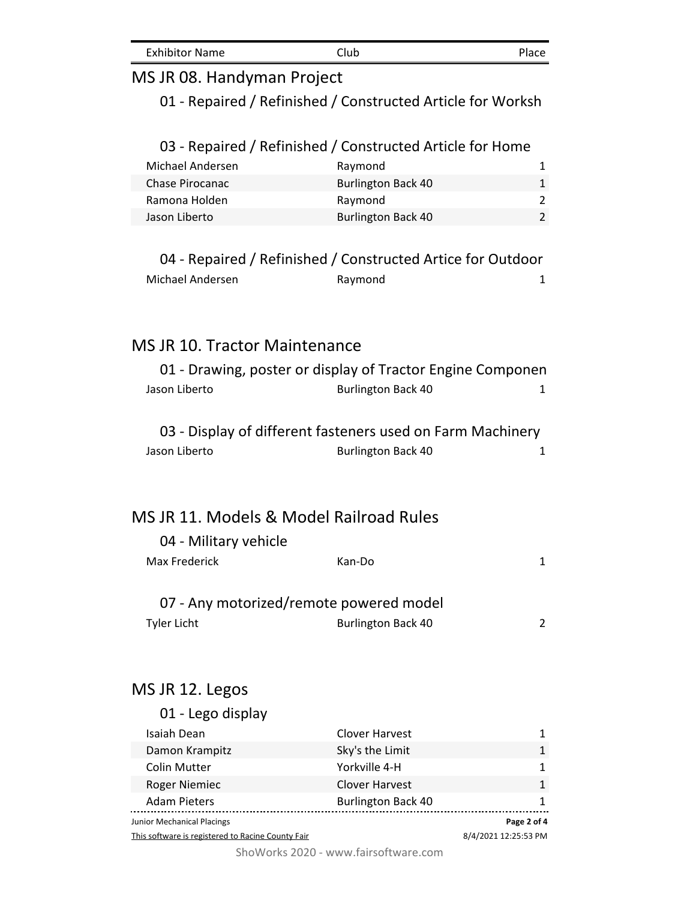| Exhibitor Name | Club | Place |
|---|---|---|

## MS JR 08. Handyman Project

### 01 - Repaired / Refinished / Constructed Article for Worksh

### 03 - Repaired / Refinished / Constructed Article for Home

| Exhibitor Name | Club | Place |
|---|---|---|
| Michael Andersen | Raymond | 1 |
| Chase Pirocanac | Burlington Back 40 | 1 |
| Ramona Holden | Raymond | 2 |
| Jason Liberto | Burlington Back 40 | 2 |

### 04 - Repaired / Refinished / Constructed Artice for Outdoor

| Exhibitor Name | Club | Place |
|---|---|---|
| Michael Andersen | Raymond | 1 |

## MS JR 10. Tractor Maintenance

### 01 - Drawing, poster or display of Tractor Engine Componen

| Exhibitor Name | Club | Place |
|---|---|---|
| Jason Liberto | Burlington Back 40 | 1 |

### 03 - Display of different fasteners used on Farm Machinery

| Exhibitor Name | Club | Place |
|---|---|---|
| Jason Liberto | Burlington Back 40 | 1 |

## MS JR 11. Models & Model Railroad Rules

### 04 - Military vehicle

| Exhibitor Name | Club | Place |
|---|---|---|
| Max Frederick | Kan-Do | 1 |

### 07 - Any motorized/remote powered model

| Exhibitor Name | Club | Place |
|---|---|---|
| Tyler Licht | Burlington Back 40 | 2 |

## MS JR 12. Legos

### 01 - Lego display

| Exhibitor Name | Club | Place |
|---|---|---|
| Isaiah Dean | Clover Harvest | 1 |
| Damon Krampitz | Sky's the Limit | 1 |
| Colin Mutter | Yorkville 4-H | 1 |
| Roger Niemiec | Clover Harvest | 1 |
| Adam Pieters | Burlington Back 40 | 1 |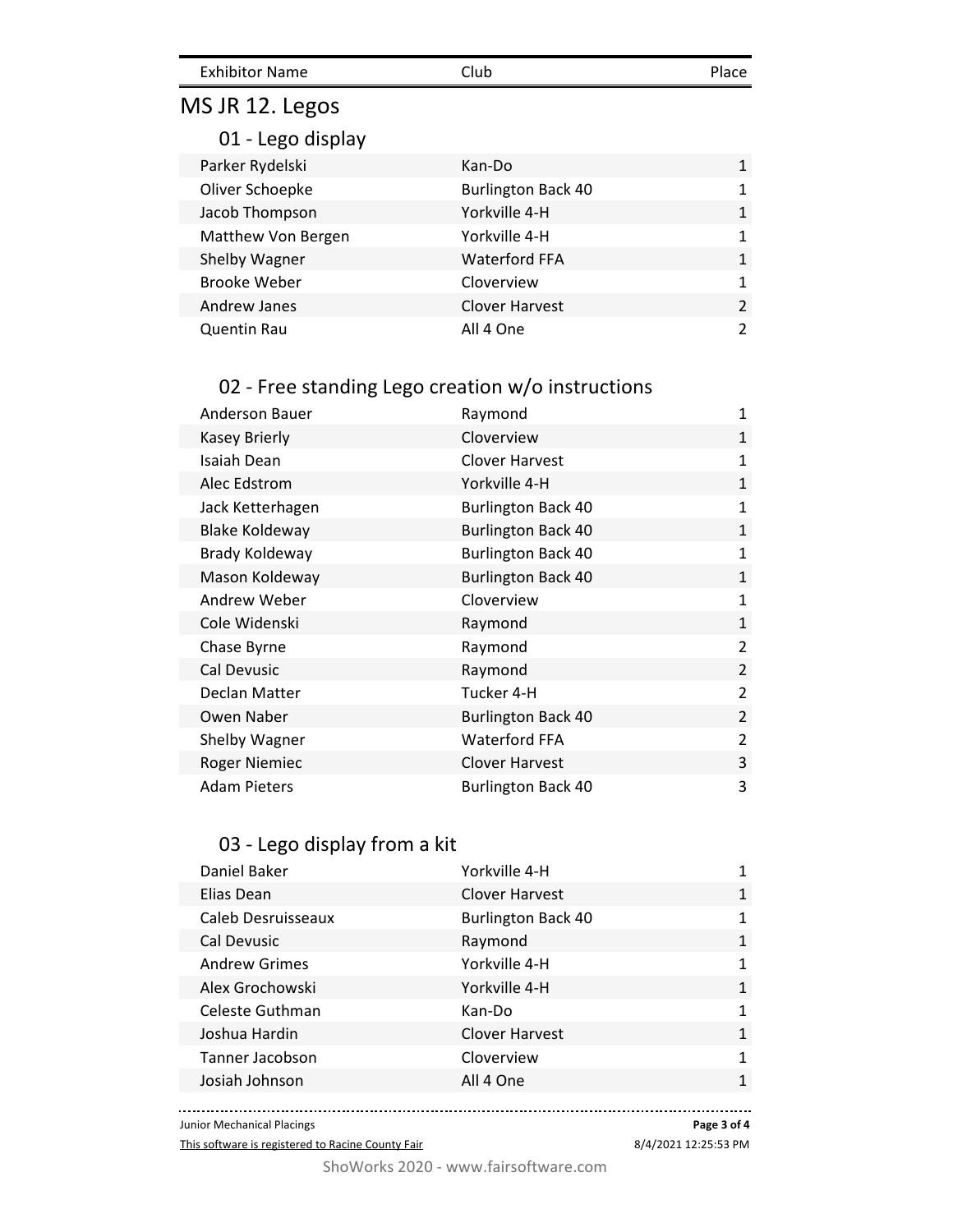| Exhibitor Name | Club | Place |
| --- | --- | --- |

## MS JR 12. Legos

### 01 - Lego display

| Exhibitor Name | Club | Place |
| --- | --- | --- |
| Parker Rydelski | Kan-Do | 1 |
| Oliver Schoepke | Burlington Back 40 | 1 |
| Jacob Thompson | Yorkville 4-H | 1 |
| Matthew Von Bergen | Yorkville 4-H | 1 |
| Shelby Wagner | Waterford FFA | 1 |
| Brooke Weber | Cloverview | 1 |
| Andrew Janes | Clover Harvest | 2 |
| Quentin Rau | All 4 One | 2 |

### 02 - Free standing Lego creation w/o instructions

| Exhibitor Name | Club | Place |
| --- | --- | --- |
| Anderson Bauer | Raymond | 1 |
| Kasey Brierly | Cloverview | 1 |
| Isaiah Dean | Clover Harvest | 1 |
| Alec Edstrom | Yorkville 4-H | 1 |
| Jack Ketterhagen | Burlington Back 40 | 1 |
| Blake Koldeway | Burlington Back 40 | 1 |
| Brady Koldeway | Burlington Back 40 | 1 |
| Mason Koldeway | Burlington Back 40 | 1 |
| Andrew Weber | Cloverview | 1 |
| Cole Widenski | Raymond | 1 |
| Chase Byrne | Raymond | 2 |
| Cal Devusic | Raymond | 2 |
| Declan Matter | Tucker 4-H | 2 |
| Owen Naber | Burlington Back 40 | 2 |
| Shelby Wagner | Waterford FFA | 2 |
| Roger Niemiec | Clover Harvest | 3 |
| Adam Pieters | Burlington Back 40 | 3 |

### 03 - Lego display from a kit

| Exhibitor Name | Club | Place |
| --- | --- | --- |
| Daniel Baker | Yorkville 4-H | 1 |
| Elias Dean | Clover Harvest | 1 |
| Caleb Desruisseaux | Burlington Back 40 | 1 |
| Cal Devusic | Raymond | 1 |
| Andrew Grimes | Yorkville 4-H | 1 |
| Alex Grochowski | Yorkville 4-H | 1 |
| Celeste Guthman | Kan-Do | 1 |
| Joshua Hardin | Clover Harvest | 1 |
| Tanner Jacobson | Cloverview | 1 |
| Josiah Johnson | All 4 One | 1 |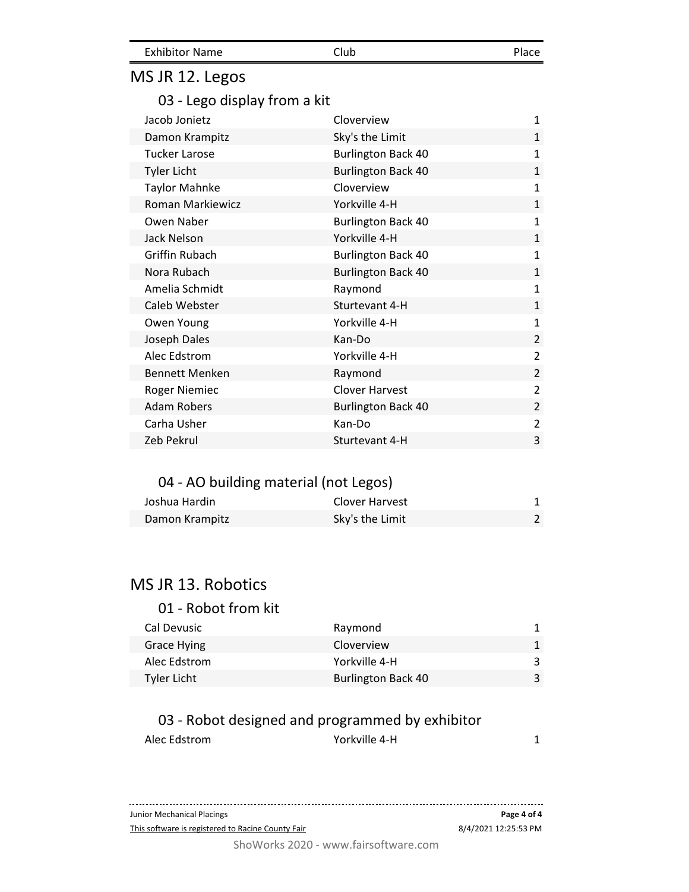| Exhibitor Name | Club | Place |
|---|---|---|

## MS JR 12. Legos

### 03 - Lego display from a kit

| Exhibitor Name | Club | Place |
|---|---|---|
| Jacob Jonietz | Cloverview | 1 |
| Damon Krampitz | Sky's the Limit | 1 |
| Tucker Larose | Burlington Back 40 | 1 |
| Tyler Licht | Burlington Back 40 | 1 |
| Taylor Mahnke | Cloverview | 1 |
| Roman Markiewicz | Yorkville 4-H | 1 |
| Owen Naber | Burlington Back 40 | 1 |
| Jack Nelson | Yorkville 4-H | 1 |
| Griffin Rubach | Burlington Back 40 | 1 |
| Nora Rubach | Burlington Back 40 | 1 |
| Amelia Schmidt | Raymond | 1 |
| Caleb Webster | Sturtevant 4-H | 1 |
| Owen Young | Yorkville 4-H | 1 |
| Joseph Dales | Kan-Do | 2 |
| Alec Edstrom | Yorkville 4-H | 2 |
| Bennett Menken | Raymond | 2 |
| Roger Niemiec | Clover Harvest | 2 |
| Adam Robers | Burlington Back 40 | 2 |
| Carha Usher | Kan-Do | 2 |
| Zeb Pekrul | Sturtevant 4-H | 3 |

### 04 - AO building material (not Legos)

| Exhibitor Name | Club | Place |
|---|---|---|
| Joshua Hardin | Clover Harvest | 1 |
| Damon Krampitz | Sky's the Limit | 2 |

## MS JR 13. Robotics

### 01 - Robot from kit

| Exhibitor Name | Club | Place |
|---|---|---|
| Cal Devusic | Raymond | 1 |
| Grace Hying | Cloverview | 1 |
| Alec Edstrom | Yorkville 4-H | 3 |
| Tyler Licht | Burlington Back 40 | 3 |

### 03 - Robot designed and programmed by exhibitor

| Exhibitor Name | Club | Place |
|---|---|---|
| Alec Edstrom | Yorkville 4-H | 1 |